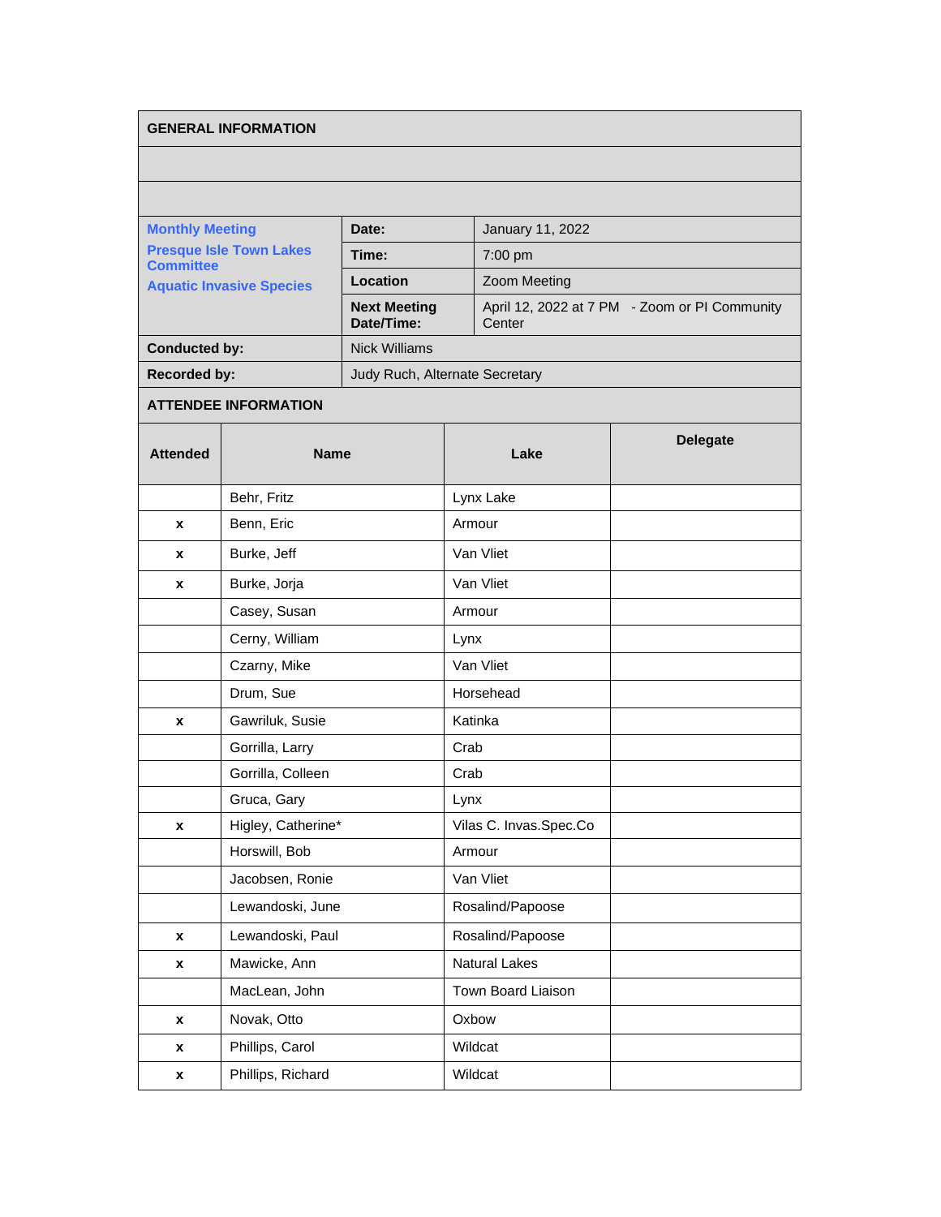## GENERAL INFORMATION

| Monthly Meeting<br>Presque Isle Town Lakes Committee<br>Aquatic Invasive Species | | |
|---|---|---|
| | **Date:** | January 11, 2022 |
| | **Time:** | 7:00 pm |
| | **Location** | Zoom Meeting |
| | **Next Meeting Date/Time:** | April 12, 2022 at 7 PM - Zoom or PI Community Center |
| **Conducted by:** | Nick Williams | |
| **Recorded by:** | Judy Ruch, Alternate Secretary | |

## ATTENDEE INFORMATION

| Attended | Name | Lake | Delegate |
|---|---|---|---|
| | Behr, Fritz | Lynx Lake | |
| x | Benn, Eric | Armour | |
| x | Burke, Jeff | Van Vliet | |
| x | Burke, Jorja | Van Vliet | |
| | Casey, Susan | Armour | |
| | Cerny, William | Lynx | |
| | Czarny, Mike | Van Vliet | |
| | Drum, Sue | Horsehead | |
| x | Gawriluk, Susie | Katinka | |
| | Gorrilla, Larry | Crab | |
| | Gorrilla, Colleen | Crab | |
| | Gruca, Gary | Lynx | |
| x | Higley, Catherine* | Vilas C. Invas.Spec.Co | |
| | Horswill, Bob | Armour | |
| | Jacobsen, Ronie | Van Vliet | |
| | Lewandoski, June | Rosalind/Papoose | |
| x | Lewandoski, Paul | Rosalind/Papoose | |
| x | Mawicke, Ann | Natural Lakes | |
| | MacLean, John | Town Board Liaison | |
| x | Novak, Otto | Oxbow | |
| x | Phillips, Carol | Wildcat | |
| x | Phillips, Richard | Wildcat | |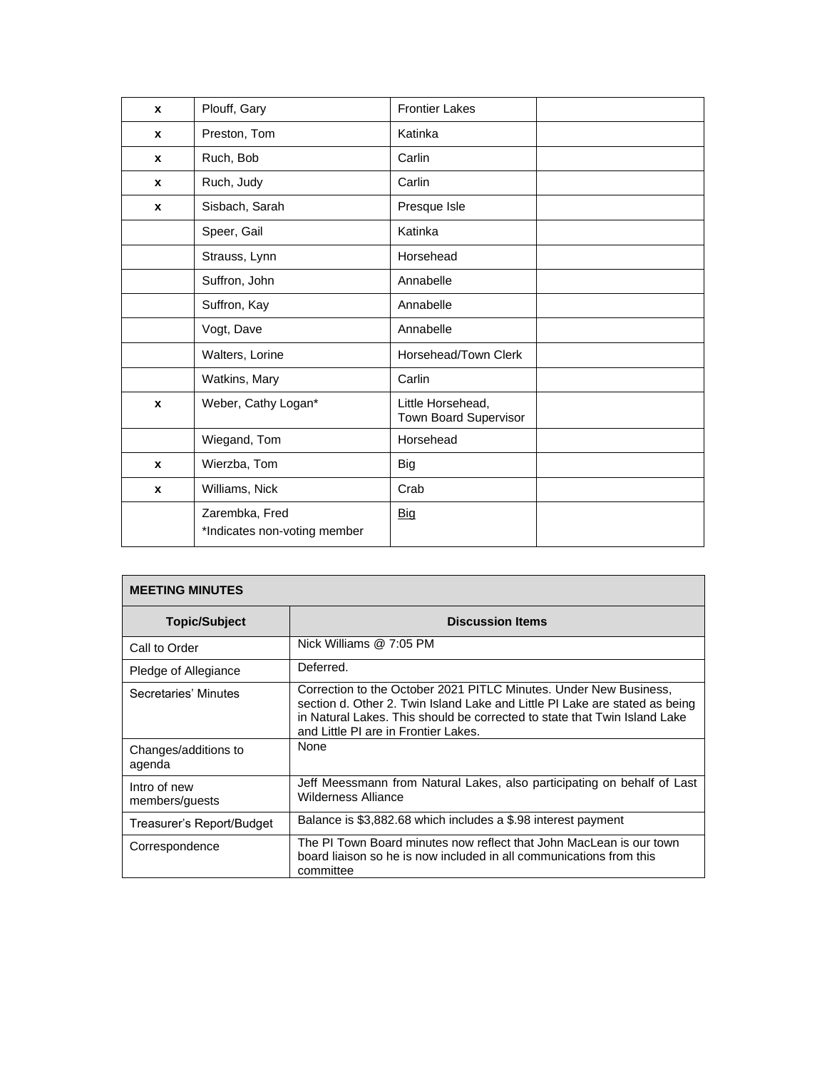| | | | |
|---|---|---|---|
| x | Plouff, Gary | Frontier Lakes | |
| x | Preston, Tom | Katinka | |
| x | Ruch, Bob | Carlin | |
| x | Ruch, Judy | Carlin | |
| x | Sisbach, Sarah | Presque Isle | |
| | Speer, Gail | Katinka | |
| | Strauss, Lynn | Horsehead | |
| | Suffron, John | Annabelle | |
| | Suffron, Kay | Annabelle | |
| | Vogt, Dave | Annabelle | |
| | Walters, Lorine | Horsehead/Town Clerk | |
| | Watkins, Mary | Carlin | |
| x | Weber, Cathy Logan* | Little Horsehead, Town Board Supervisor | |
| | Wiegand, Tom | Horsehead | |
| x | Wierzba, Tom | Big | |
| x | Williams, Nick | Crab | |
| | Zarembka, Fred<br>*Indicates non-voting member | Big | |

| MEETING MINUTES | |
|---|---|
| **Topic/Subject** | **Discussion Items** |
| Call to Order | Nick Williams @ 7:05 PM |
| Pledge of Allegiance | Deferred. |
| Secretaries' Minutes | Correction to the October 2021 PITLC Minutes. Under New Business, section d. Other 2. Twin Island Lake and Little PI Lake are stated as being in Natural Lakes. This should be corrected to state that Twin Island Lake and Little PI are in Frontier Lakes. |
| Changes/additions to agenda | None |
| Intro of new members/guests | Jeff Meessmann from Natural Lakes, also participating on behalf of Last Wilderness Alliance |
| Treasurer's Report/Budget | Balance is $3,882.68 which includes a $.98 interest payment |
| Correspondence | The PI Town Board minutes now reflect that John MacLean is our town board liaison so he is now included in all communications from this committee |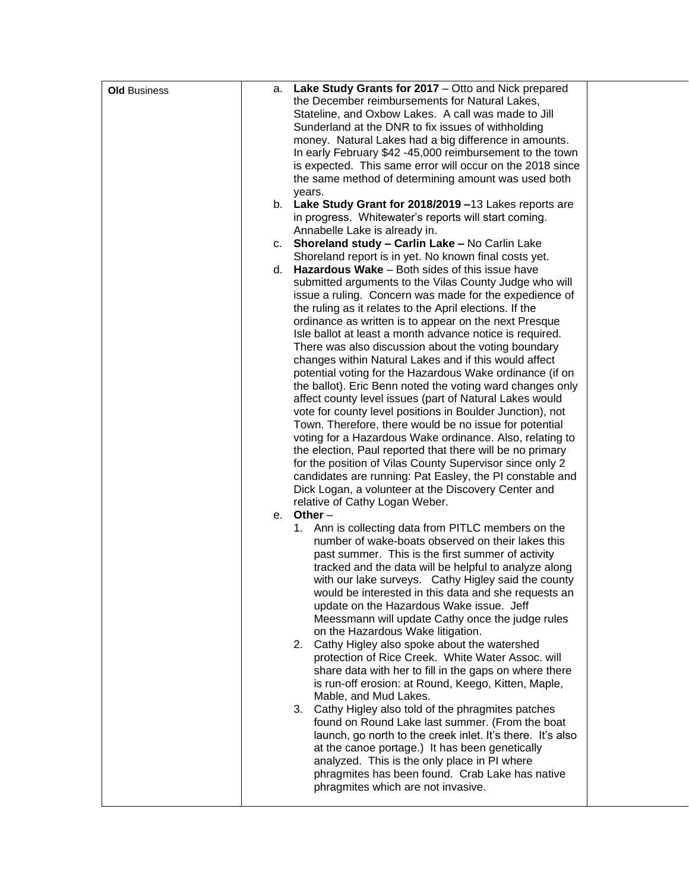| **Old** Business | a. **Lake Study Grants for 2017** – Otto and Nick prepared the December reimbursements for Natural Lakes, Stateline, and Oxbow Lakes. A call was made to Jill Sunderland at the DNR to fix issues of withholding money. Natural Lakes had a big difference in amounts. In early February $42 -45,000 reimbursement to the town is expected. This same error will occur on the 2018 since the same method of determining amount was used both years.<br>b. **Lake Study Grant for 2018/2019 –**13 Lakes reports are in progress. Whitewater's reports will start coming. Annabelle Lake is already in.<br>c. **Shoreland study – Carlin Lake –** No Carlin Lake Shoreland report is in yet. No known final costs yet.<br>d. **Hazardous Wake** – Both sides of this issue have submitted arguments to the Vilas County Judge who will issue a ruling. Concern was made for the expedience of the ruling as it relates to the April elections. If the ordinance as written is to appear on the next Presque Isle ballot at least a month advance notice is required. There was also discussion about the voting boundary changes within Natural Lakes and if this would affect potential voting for the Hazardous Wake ordinance (if on the ballot). Eric Benn noted the voting ward changes only affect county level issues (part of Natural Lakes would vote for county level positions in Boulder Junction), not Town. Therefore, there would be no issue for potential voting for a Hazardous Wake ordinance. Also, relating to the election, Paul reported that there will be no primary for the position of Vilas County Supervisor since only 2 candidates are running: Pat Easley, the PI constable and Dick Logan, a volunteer at the Discovery Center and relative of Cathy Logan Weber.<br>e. **Other** –<br>1. Ann is collecting data from PITLC members on the number of wake-boats observed on their lakes this past summer. This is the first summer of activity tracked and the data will be helpful to analyze along with our lake surveys. Cathy Higley said the county would be interested in this data and she requests an update on the Hazardous Wake issue. Jeff Meessmann will update Cathy once the judge rules on the Hazardous Wake litigation.<br>2. Cathy Higley also spoke about the watershed protection of Rice Creek. White Water Assoc. will share data with her to fill in the gaps on where there is run-off erosion: at Round, Keego, Kitten, Maple, Mable, and Mud Lakes.<br>3. Cathy Higley also told of the phragmites patches found on Round Lake last summer. (From the boat launch, go north to the creek inlet. It's there. It's also at the canoe portage.) It has been genetically analyzed. This is the only place in PI where phragmites has been found. Crab Lake has native phragmites which are not invasive. | |
|---|---|---|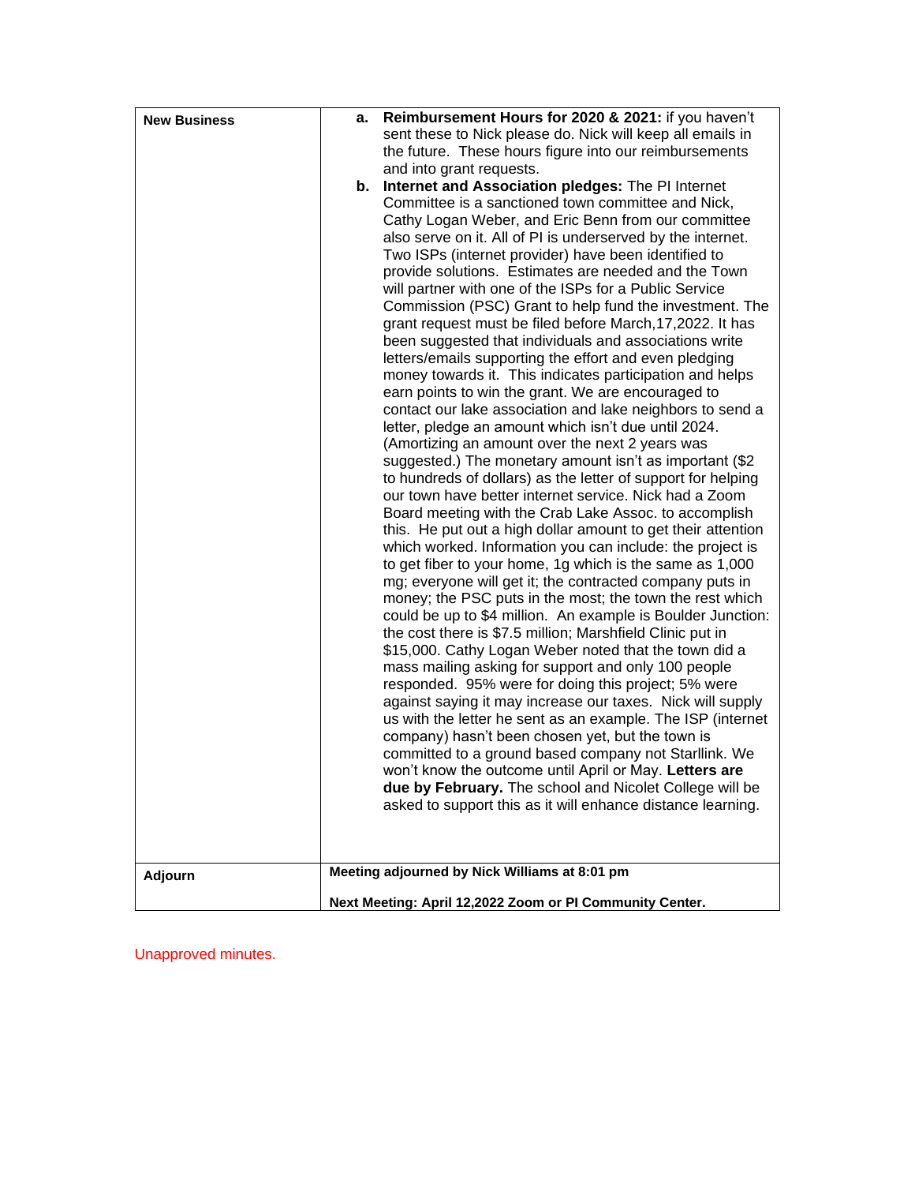| | |
|---|---|
| **New Business** | **a. Reimbursement Hours for 2020 & 2021:** if you haven't sent these to Nick please do. Nick will keep all emails in the future. These hours figure into our reimbursements and into grant requests.<br>**b. Internet and Association pledges:** The PI Internet Committee is a sanctioned town committee and Nick, Cathy Logan Weber, and Eric Benn from our committee also serve on it. All of PI is underserved by the internet. Two ISPs (internet provider) have been identified to provide solutions. Estimates are needed and the Town will partner with one of the ISPs for a Public Service Commission (PSC) Grant to help fund the investment. The grant request must be filed before March,17,2022. It has been suggested that individuals and associations write letters/emails supporting the effort and even pledging money towards it. This indicates participation and helps earn points to win the grant. We are encouraged to contact our lake association and lake neighbors to send a letter, pledge an amount which isn't due until 2024. (Amortizing an amount over the next 2 years was suggested.) The monetary amount isn't as important ($2 to hundreds of dollars) as the letter of support for helping our town have better internet service. Nick had a Zoom Board meeting with the Crab Lake Assoc. to accomplish this. He put out a high dollar amount to get their attention which worked. Information you can include: the project is to get fiber to your home, 1g which is the same as 1,000 mg; everyone will get it; the contracted company puts in money; the PSC puts in the most; the town the rest which could be up to $4 million. An example is Boulder Junction: the cost there is $7.5 million; Marshfield Clinic put in $15,000. Cathy Logan Weber noted that the town did a mass mailing asking for support and only 100 people responded. 95% were for doing this project; 5% were against saying it may increase our taxes. Nick will supply us with the letter he sent as an example. The ISP (internet company) hasn't been chosen yet, but the town is committed to a ground based company not Starllink. We won't know the outcome until April or May. **Letters are due by February.** The school and Nicolet College will be asked to support this as it will enhance distance learning. |
| **Adjourn** | **Meeting adjourned by Nick Williams at 8:01 pm**<br><br>**Next Meeting: April 12,2022 Zoom or PI Community Center.** |

Unapproved minutes.